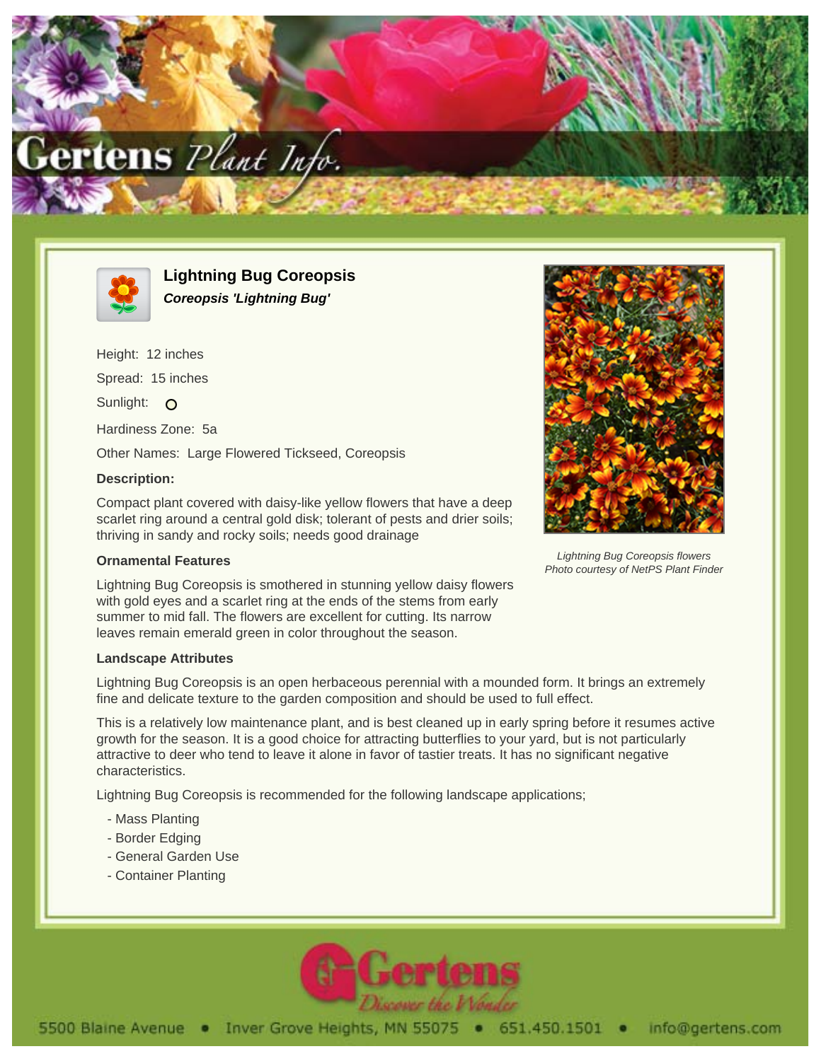# Gertens Plant Info.

## Lightning Bug Coreopsis

***Coreopsis 'Lightning Bug'***

Height: 12 inches

Spread: 15 inches

Sunlight: O

Hardiness Zone: 5a

Other Names: Large Flowered Tickseed, Coreopsis

### Description:

Compact plant covered with daisy-like yellow flowers that have a deep scarlet ring around a central gold disk; tolerant of pests and drier soils; thriving in sandy and rocky soils; needs good drainage

*Lightning Bug Coreopsis flowers*
*Photo courtesy of NetPS Plant Finder*

### Ornamental Features

Lightning Bug Coreopsis is smothered in stunning yellow daisy flowers with gold eyes and a scarlet ring at the ends of the stems from early summer to mid fall. The flowers are excellent for cutting. Its narrow leaves remain emerald green in color throughout the season.

### Landscape Attributes

Lightning Bug Coreopsis is an open herbaceous perennial with a mounded form. It brings an extremely fine and delicate texture to the garden composition and should be used to full effect.

This is a relatively low maintenance plant, and is best cleaned up in early spring before it resumes active growth for the season. It is a good choice for attracting butterflies to your yard, but is not particularly attractive to deer who tend to leave it alone in favor of tastier treats. It has no significant negative characteristics.

Lightning Bug Coreopsis is recommended for the following landscape applications;

- Mass Planting
- Border Edging
- General Garden Use
- Container Planting

Gertens *Discover the Wonder*

5500 Blaine Avenue • Inver Grove Heights, MN 55075 • 651.450.1501 • info@gertens.com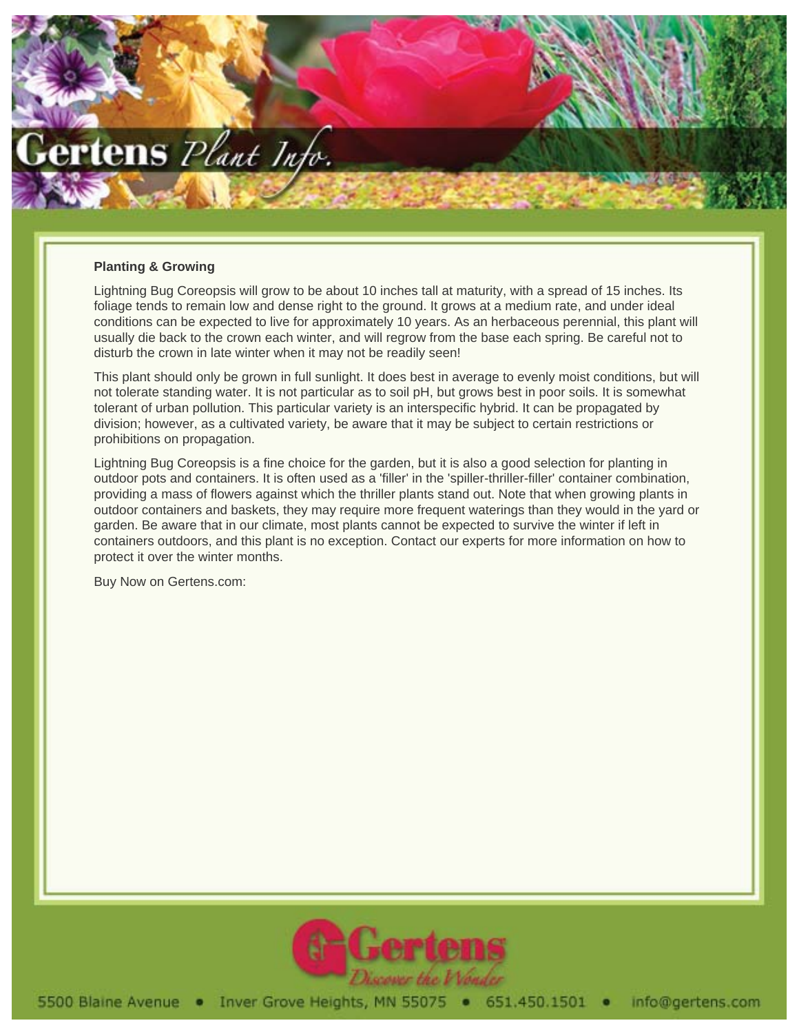### Planting & Growing

Lightning Bug Coreopsis will grow to be about 10 inches tall at maturity, with a spread of 15 inches. Its foliage tends to remain low and dense right to the ground. It grows at a medium rate, and under ideal conditions can be expected to live for approximately 10 years. As an herbaceous perennial, this plant will usually die back to the crown each winter, and will regrow from the base each spring. Be careful not to disturb the crown in late winter when it may not be readily seen!

This plant should only be grown in full sunlight. It does best in average to evenly moist conditions, but will not tolerate standing water. It is not particular as to soil pH, but grows best in poor soils. It is somewhat tolerant of urban pollution. This particular variety is an interspecific hybrid. It can be propagated by division; however, as a cultivated variety, be aware that it may be subject to certain restrictions or prohibitions on propagation.

Lightning Bug Coreopsis is a fine choice for the garden, but it is also a good selection for planting in outdoor pots and containers. It is often used as a 'filler' in the 'spiller-thriller-filler' container combination, providing a mass of flowers against which the thriller plants stand out. Note that when growing plants in outdoor containers and baskets, they may require more frequent waterings than they would in the yard or garden. Be aware that in our climate, most plants cannot be expected to survive the winter if left in containers outdoors, and this plant is no exception. Contact our experts for more information on how to protect it over the winter months.

Buy Now on Gertens.com:

5500 Blaine Avenue • Inver Grove Heights, MN 55075 • 651.450.1501 • info@gertens.com